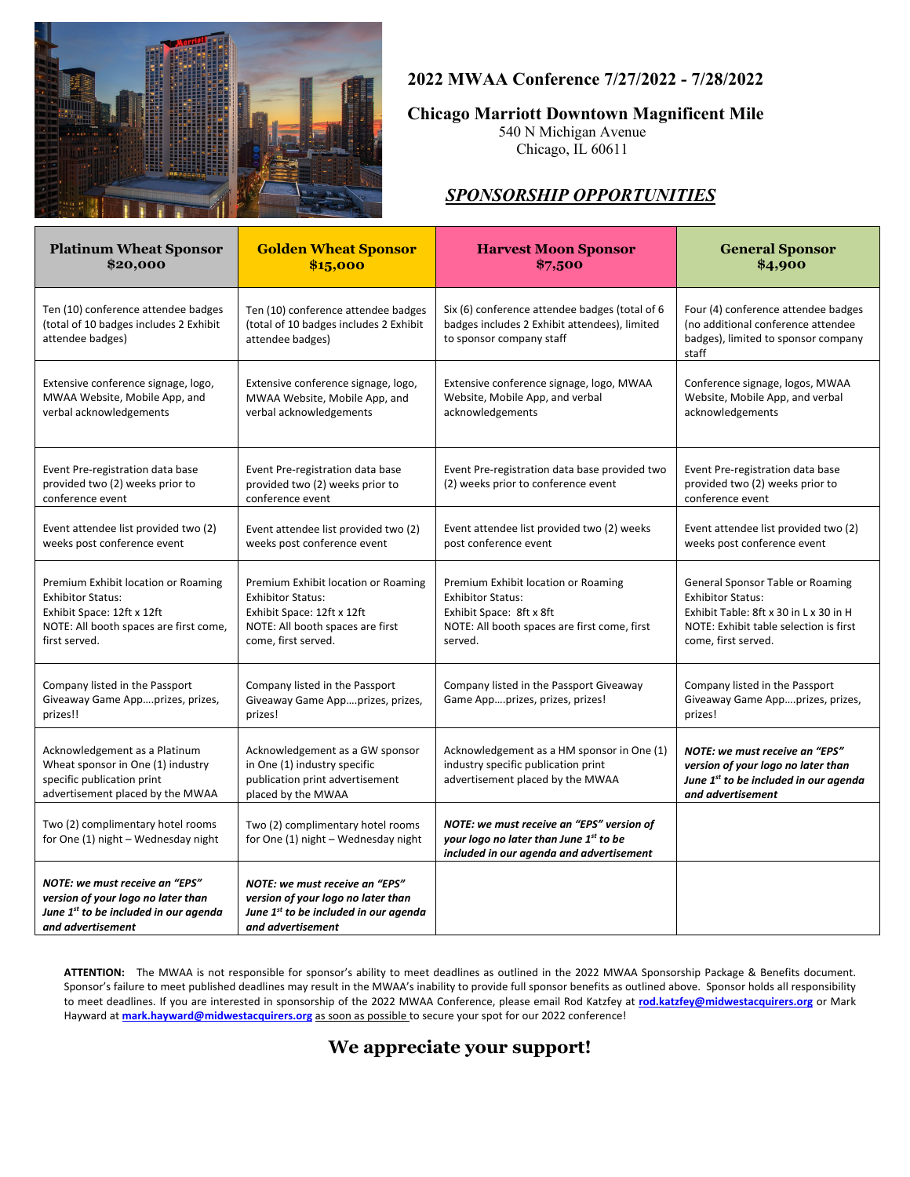# 2022 MWAA Conference 7/27/2022 - 7/28/2022

## Chicago Marriott Downtown Magnificent Mile

540 N Michigan Avenue
Chicago, IL 60611

## *SPONSORSHIP OPPORTUNITIES*

| **Platinum Wheat Sponsor $20,000** | **Golden Wheat Sponsor $15,000** | **Harvest Moon Sponsor $7,500** | **General Sponsor $4,900** |
|---|---|---|---|
| Ten (10) conference attendee badges (total of 10 badges includes 2 Exhibit attendee badges) | Ten (10) conference attendee badges (total of 10 badges includes 2 Exhibit attendee badges) | Six (6) conference attendee badges (total of 6 badges includes 2 Exhibit attendees), limited to sponsor company staff | Four (4) conference attendee badges (no additional conference attendee badges), limited to sponsor company staff |
| Extensive conference signage, logo, MWAA Website, Mobile App, and verbal acknowledgements | Extensive conference signage, logo, MWAA Website, Mobile App, and verbal acknowledgements | Extensive conference signage, logo, MWAA Website, Mobile App, and verbal acknowledgements | Conference signage, logos, MWAA Website, Mobile App, and verbal acknowledgements |
| Event Pre-registration data base provided two (2) weeks prior to conference event | Event Pre-registration data base provided two (2) weeks prior to conference event | Event Pre-registration data base provided two (2) weeks prior to conference event | Event Pre-registration data base provided two (2) weeks prior to conference event |
| Event attendee list provided two (2) weeks post conference event | Event attendee list provided two (2) weeks post conference event | Event attendee list provided two (2) weeks post conference event | Event attendee list provided two (2) weeks post conference event |
| Premium Exhibit location or Roaming Exhibitor Status: Exhibit Space: 12ft x 12ft NOTE: All booth spaces are first come, first served. | Premium Exhibit location or Roaming Exhibitor Status: Exhibit Space: 12ft x 12ft NOTE: All booth spaces are first come, first served. | Premium Exhibit location or Roaming Exhibitor Status: Exhibit Space: 8ft x 8ft NOTE: All booth spaces are first come, first served. | General Sponsor Table or Roaming Exhibitor Status: Exhibit Table: 8ft x 30 in L x 30 in H NOTE: Exhibit table selection is first come, first served. |
| Company listed in the Passport Giveaway Game App….prizes, prizes, prizes!! | Company listed in the Passport Giveaway Game App….prizes, prizes, prizes! | Company listed in the Passport Giveaway Game App….prizes, prizes, prizes! | Company listed in the Passport Giveaway Game App….prizes, prizes, prizes! |
| Acknowledgement as a Platinum Wheat sponsor in One (1) industry specific publication print advertisement placed by the MWAA | Acknowledgement as a GW sponsor in One (1) industry specific publication print advertisement placed by the MWAA | Acknowledgement as a HM sponsor in One (1) industry specific publication print advertisement placed by the MWAA | ***NOTE: we must receive an "EPS" version of your logo no later than June 1st to be included in our agenda and advertisement*** |
| Two (2) complimentary hotel rooms for One (1) night – Wednesday night | Two (2) complimentary hotel rooms for One (1) night – Wednesday night | ***NOTE: we must receive an "EPS" version of your logo no later than June 1st to be included in our agenda and advertisement*** | |
| ***NOTE: we must receive an "EPS" version of your logo no later than June 1st to be included in our agenda and advertisement*** | ***NOTE: we must receive an "EPS" version of your logo no later than June 1st to be included in our agenda and advertisement*** | | |

**ATTENTION:** The MWAA is not responsible for sponsor's ability to meet deadlines as outlined in the 2022 MWAA Sponsorship Package & Benefits document. Sponsor's failure to meet published deadlines may result in the MWAA's inability to provide full sponsor benefits as outlined above. Sponsor holds all responsibility to meet deadlines. If you are interested in sponsorship of the 2022 MWAA Conference, please email Rod Katzfey at **rod.katzfey@midwestacquirers.org** or Mark Hayward at **mark.hayward@midwestacquirers.org** as soon as possible to secure your spot for our 2022 conference!

## We appreciate your support!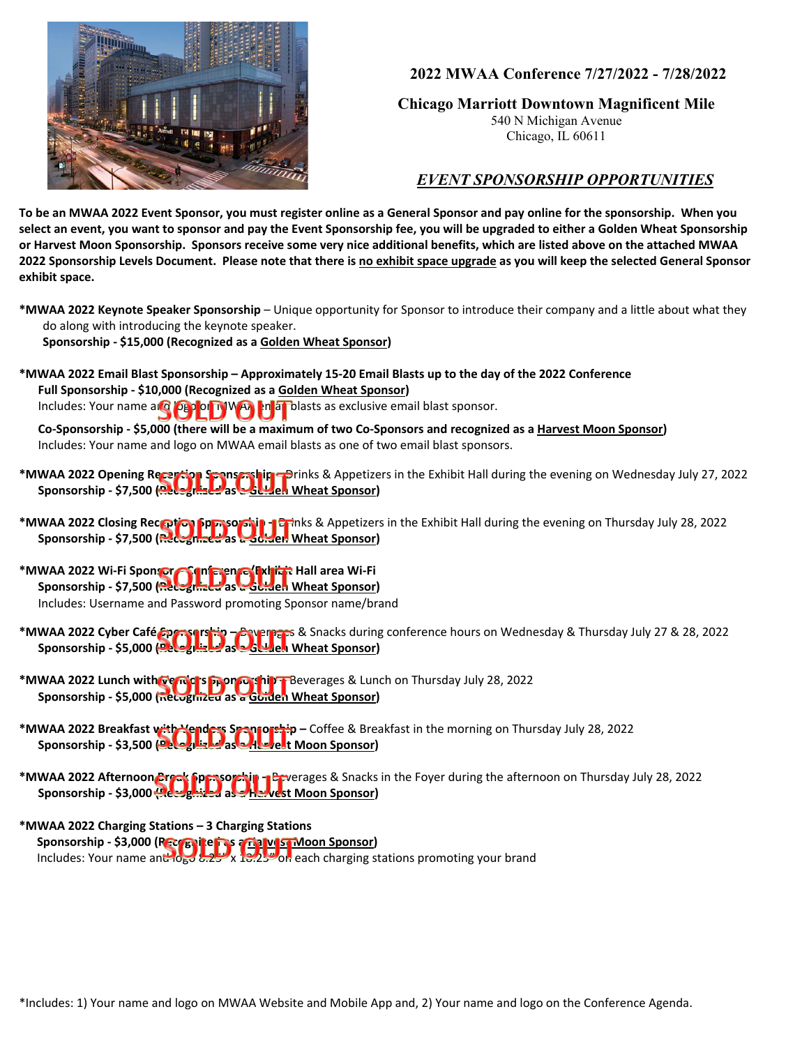**2022 MWAA Conference 7/27/2022 - 7/28/2022**

**Chicago Marriott Downtown Magnificent Mile**
540 N Michigan Avenue
Chicago, IL 60611

***EVENT SPONSORSHIP OPPORTUNITIES***

**To be an MWAA 2022 Event Sponsor, you must register online as a General Sponsor and pay online for the sponsorship. When you select an event, you want to sponsor and pay the Event Sponsorship fee, you will be upgraded to either a Golden Wheat Sponsorship or Harvest Moon Sponsorship. Sponsors receive some very nice additional benefits, which are listed above on the attached MWAA 2022 Sponsorship Levels Document. Please note that there is no exhibit space upgrade as you will keep the selected General Sponsor exhibit space.**

**\*MWAA 2022 Keynote Speaker Sponsorship** – Unique opportunity for Sponsor to introduce their company and a little about what they do along with introducing the keynote speaker.
**Sponsorship - $15,000 (Recognized as a Golden Wheat Sponsor)**

**\*MWAA 2022 Email Blast Sponsorship – Approximately 15-20 Email Blasts up to the day of the 2022 Conference**
**Full Sponsorship - $10,000 (Recognized as a Golden Wheat Sponsor)**
Includes: Your name and logo on MWAA email blasts as exclusive email blast sponsor. SOLD OUT

**Co-Sponsorship - $5,000 (there will be a maximum of two Co-Sponsors and recognized as a Harvest Moon Sponsor)**
Includes: Your name and logo on MWAA email blasts as one of two email blast sponsors.

**\*MWAA 2022 Opening Reception Sponsorship** – Drinks & Appetizers in the Exhibit Hall during the evening on Wednesday July 27, 2022
**Sponsorship - $7,500 (Recognized as a Golden Wheat Sponsor)** SOLD OUT

**\*MWAA 2022 Closing Reception Sponsorship** – Drinks & Appetizers in the Exhibit Hall during the evening on Thursday July 28, 2022
**Sponsorship - $7,500 (Recognized as a Golden Wheat Sponsor)** SOLD OUT

**\*MWAA 2022 Wi-Fi Sponsor – Conference/Exhibit Hall area Wi-Fi**
**Sponsorship - $7,500 (Recognized as a Golden Wheat Sponsor)** SOLD OUT
Includes: Username and Password promoting Sponsor name/brand

**\*MWAA 2022 Cyber Café Sponsorship** – Beverages & Snacks during conference hours on Wednesday & Thursday July 27 & 28, 2022
**Sponsorship - $5,000 (Recognized as a Golden Wheat Sponsor)** SOLD OUT

**\*MWAA 2022 Lunch with Vendors Sponsorship** – Beverages & Lunch on Thursday July 28, 2022
**Sponsorship - $5,000 (Recognized as a Golden Wheat Sponsor)** SOLD OUT

**\*MWAA 2022 Breakfast with Vendors Sponsorship** – Coffee & Breakfast in the morning on Thursday July 28, 2022
**Sponsorship - $3,500 (Recognized as a Harvest Moon Sponsor)** SOLD OUT

**\*MWAA 2022 Afternoon Break Sponsorship** – Beverages & Snacks in the Foyer during the afternoon on Thursday July 28, 2022
**Sponsorship - $3,000 (Recognized as a Harvest Moon Sponsor)** SOLD OUT

**\*MWAA 2022 Charging Stations – 3 Charging Stations**
**Sponsorship - $3,000 (Recognized as a Harvest Moon Sponsor)** SOLD OUT
Includes: Your name and logo 8.25" x 10.25" on each charging stations promoting your brand

\*Includes: 1) Your name and logo on MWAA Website and Mobile App and, 2) Your name and logo on the Conference Agenda.